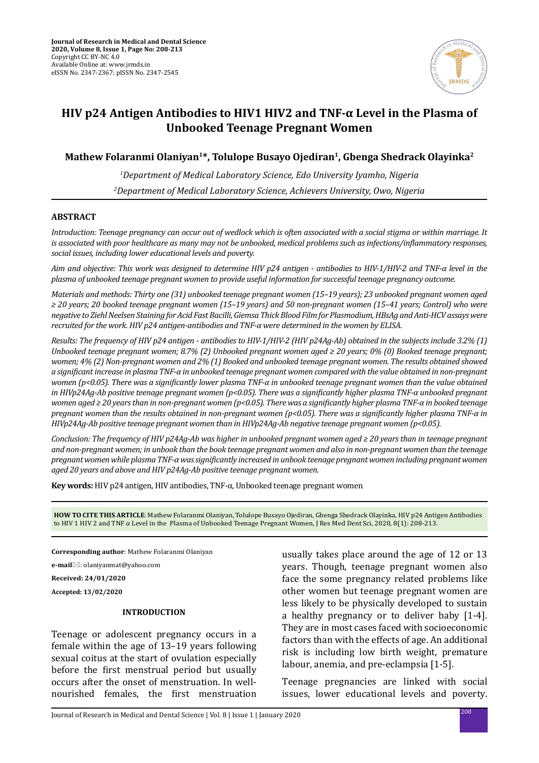# HIV p24 Antigen Antibodies to HIV1 HIV2 and TNF-α Level in the Plasma of Unbooked Teenage Pregnant Women

**Mathew Folaranmi Olaniyan[1]*, Tolulope Busayo Ojediran[1], Gbenga Shedrack Olayinka[2]**

[1]*Department of Medical Laboratory Science, Edo University Iyamho, Nigeria*

[2]*Department of Medical Laboratory Science, Achievers University, Owo, Nigeria*

## ABSTRACT

*Introduction: Teenage pregnancy can occur out of wedlock which is often associated with a social stigma or within marriage. It is associated with poor healthcare as many may not be unbooked, medical problems such as infections/inflammatory responses, social issues, including lower educational levels and poverty.*

*Aim and objective: This work was designed to determine HIV p24 antigen - antibodies to HIV-1/HIV-2 and TNF-α level in the plasma of unbooked teenage pregnant women to provide useful information for successful teenage pregnancy outcome.*

*Materials and methods: Thirty one (31) unbooked teenage pregnant women (15–19 years); 23 unbooked pregnant women aged ≥ 20 years; 20 booked teenage pregnant women (15–19 years) and 50 non-pregnant women (15–41 years; Control) who were negative to Ziehl Neelsen Staining for Acid Fast Bacilli, Giemsa Thick Blood Film for Plasmodium, HBsAg and Anti-HCV assays were recruited for the work. HIV p24 antigen-antibodies and TNF-α were determined in the women by ELISA.*

*Results: The frequency of HIV p24 antigen - antibodies to HIV-1/HIV-2 (HIV p24Ag-Ab) obtained in the subjects include 3.2% (1) Unbooked teenage pregnant women; 8.7% (2) Unbooked pregnant women aged ≥ 20 years; 0% (0) Booked teenage pregnant; women; 4% (2) Non-pregnant women and 2% (1) Booked and unbooked teenage pregnant women. The results obtained showed a significant increase in plasma TNF-α in unbooked teenage pregnant women compared with the value obtained in non-pregnant women ($p<0.05$). There was a significantly lower plasma TNF-α in unbooked teenage pregnant women than the value obtained in HIVp24Ag-Ab positive teenage pregnant women ($p<0.05$). There was a significantly higher plasma TNF-α unbooked pregnant women aged ≥ 20 years than in non-pregnant women ($p<0.05$). There was a significantly higher plasma TNF-α in booked teenage pregnant women than the results obtained in non-pregnant women ($p<0.05$). There was a significantly higher plasma TNF-α in HIVp24Ag-Ab positive teenage pregnant women than in HIVp24Ag-Ab negative teenage pregnant women ($p<0.05$).*

*Conclusion: The frequency of HIV p24Ag-Ab was higher in unbooked pregnant women aged ≥ 20 years than in teenage pregnant and non-pregnant women; in unbook than the book teenage pregnant women and also in non-pregnant women than the teenage pregnant women while plasma TNF-α was significantly increased in unbook teenage pregnant women including pregnant women aged 20 years and above and HIV p24Ag-Ab positive teenage pregnant women.*

**Key words:** HIV p24 antigen, HIV antibodies, TNF-α, Unbooked teenage pregnant women

**HOW TO CITE THIS ARTICLE**: Mathew Folaranmi Olaniyan, Tolulope Busayo Ojediran, Gbenga Shedrack Olayinka, HIV p24 Antigen Antibodies to HIV 1 HIV 2 and TNF α Level in the Plasma of Unbooked Teenage Pregnant Women, J Res Med Dent Sci, 2020, 8(1): 208-213.

**Corresponding author**: Mathew Folaranmi Olaniyan

**e-mail**: olaniyanmat@yahoo.com

**Received: 24/01/2020**

**Accepted: 13/02/2020**

## INTRODUCTION

Teenage or adolescent pregnancy occurs in a female within the age of 13–19 years following sexual coitus at the start of ovulation especially before the first menstrual period but usually occurs after the onset of menstruation. In well-nourished females, the first menstruation usually takes place around the age of 12 or 13 years. Though, teenage pregnant women also face the some pregnancy related problems like other women but teenage pregnant women are less likely to be physically developed to sustain a healthy pregnancy or to deliver baby [1-4]. They are in most cases faced with socioeconomic factors than with the effects of age. An additional risk is including low birth weight, premature labour, anemia, and pre-eclampsia [1-5].

Teenage pregnancies are linked with social issues, lower educational levels and poverty.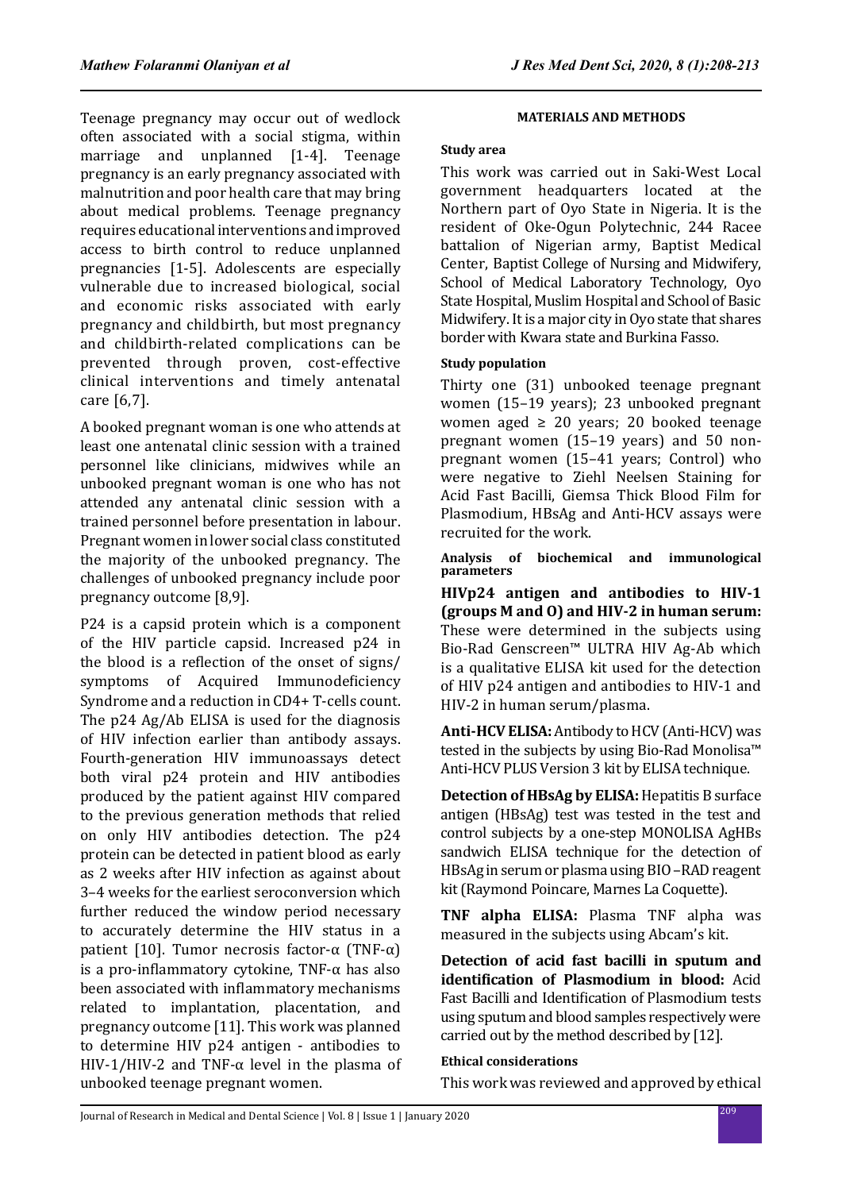Teenage pregnancy may occur out of wedlock often associated with a social stigma, within marriage and unplanned [1-4]. Teenage pregnancy is an early pregnancy associated with malnutrition and poor health care that may bring about medical problems. Teenage pregnancy requires educational interventions and improved access to birth control to reduce unplanned pregnancies [1-5]. Adolescents are especially vulnerable due to increased biological, social and economic risks associated with early pregnancy and childbirth, but most pregnancy and childbirth-related complications can be prevented through proven, cost-effective clinical interventions and timely antenatal care [6,7].

A booked pregnant woman is one who attends at least one antenatal clinic session with a trained personnel like clinicians, midwives while an unbooked pregnant woman is one who has not attended any antenatal clinic session with a trained personnel before presentation in labour. Pregnant women in lower social class constituted the majority of the unbooked pregnancy. The challenges of unbooked pregnancy include poor pregnancy outcome [8,9].

P24 is a capsid protein which is a component of the HIV particle capsid. Increased p24 in the blood is a reflection of the onset of signs/symptoms of Acquired Immunodeficiency Syndrome and a reduction in CD4+ T-cells count. The p24 Ag/Ab ELISA is used for the diagnosis of HIV infection earlier than antibody assays. Fourth-generation HIV immunoassays detect both viral p24 protein and HIV antibodies produced by the patient against HIV compared to the previous generation methods that relied on only HIV antibodies detection. The p24 protein can be detected in patient blood as early as 2 weeks after HIV infection as against about 3–4 weeks for the earliest seroconversion which further reduced the window period necessary to accurately determine the HIV status in a patient [10]. Tumor necrosis factor-α (TNF-α) is a pro-inflammatory cytokine, TNF-α has also been associated with inflammatory mechanisms related to implantation, placentation, and pregnancy outcome [11]. This work was planned to determine HIV p24 antigen - antibodies to HIV-1/HIV-2 and TNF-α level in the plasma of unbooked teenage pregnant women.

## MATERIALS AND METHODS

### Study area

This work was carried out in Saki-West Local government headquarters located at the Northern part of Oyo State in Nigeria. It is the resident of Oke-Ogun Polytechnic, 244 Racee battalion of Nigerian army, Baptist Medical Center, Baptist College of Nursing and Midwifery, School of Medical Laboratory Technology, Oyo State Hospital, Muslim Hospital and School of Basic Midwifery. It is a major city in Oyo state that shares border with Kwara state and Burkina Fasso.

### Study population

Thirty one (31) unbooked teenage pregnant women (15–19 years); 23 unbooked pregnant women aged ≥ 20 years; 20 booked teenage pregnant women (15–19 years) and 50 non-pregnant women (15–41 years; Control) who were negative to Ziehl Neelsen Staining for Acid Fast Bacilli, Giemsa Thick Blood Film for Plasmodium, HBsAg and Anti-HCV assays were recruited for the work.

### Analysis of biochemical and immunological parameters

**HIVp24 antigen and antibodies to HIV-1 (groups M and O) and HIV-2 in human serum:** These were determined in the subjects using Bio-Rad Genscreen™ ULTRA HIV Ag-Ab which is a qualitative ELISA kit used for the detection of HIV p24 antigen and antibodies to HIV-1 and HIV-2 in human serum/plasma.

**Anti-HCV ELISA:** Antibody to HCV (Anti-HCV) was tested in the subjects by using Bio-Rad Monolisa™ Anti-HCV PLUS Version 3 kit by ELISA technique.

**Detection of HBsAg by ELISA:** Hepatitis B surface antigen (HBsAg) test was tested in the test and control subjects by a one-step MONOLISA AgHBs sandwich ELISA technique for the detection of HBsAg in serum or plasma using BIO –RAD reagent kit (Raymond Poincare, Marnes La Coquette).

**TNF alpha ELISA:** Plasma TNF alpha was measured in the subjects using Abcam's kit.

**Detection of acid fast bacilli in sputum and identification of Plasmodium in blood:** Acid Fast Bacilli and Identification of Plasmodium tests using sputum and blood samples respectively were carried out by the method described by [12].

### Ethical considerations

This work was reviewed and approved by ethical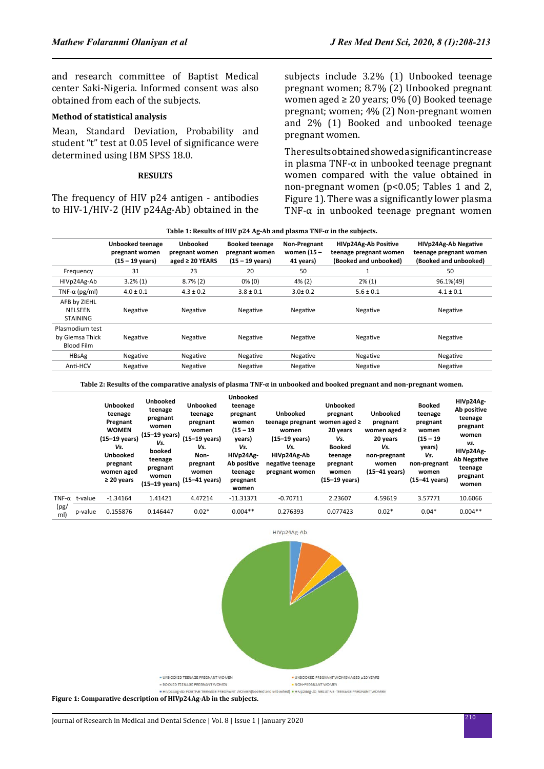and research committee of Baptist Medical center Saki-Nigeria. Informed consent was also obtained from each of the subjects.

**Method of statistical analysis**

Mean, Standard Deviation, Probability and student "t" test at 0.05 level of significance were determined using IBM SPSS 18.0.

## RESULTS

The frequency of HIV p24 antigen - antibodies to HIV-1/HIV-2 (HIV p24Ag-Ab) obtained in the subjects include 3.2% (1) Unbooked teenage pregnant women; 8.7% (2) Unbooked pregnant women aged ≥ 20 years; 0% (0) Booked teenage pregnant; women; 4% (2) Non-pregnant women and 2% (1) Booked and unbooked teenage pregnant women.

The results obtained showed a significant increase in plasma TNF-α in unbooked teenage pregnant women compared with the value obtained in non-pregnant women (p<0.05; Tables 1 and 2, Figure 1). There was a significantly lower plasma TNF-α in unbooked teenage pregnant women

**Table 1: Results of HIV p24 Ag-Ab and plasma TNF-α in the subjects.**

| | Unbooked teenage pregnant women (15 – 19 years) | Unbooked pregnant women aged ≥ 20 YEARS | Booked teenage pregnant women (15 – 19 years) | Non-Pregnant women (15 – 41 years) | HIVp24Ag-Ab Positive teenage pregnant women (Booked and unbooked) | HIVp24Ag-Ab Negative teenage pregnant women (Booked and unbooked) |
|---|---|---|---|---|---|---|
| Frequency | 31 | 23 | 20 | 50 | 1 | 50 |
| HIVp24Ag-Ab | 3.2% (1) | 8.7% (2) | 0% (0) | 4% (2) | 2% (1) | 96.1%(49) |
| TNF-α (pg/ml) | 4.0 ± 0.1 | 4.3 ± 0.2 | 3.8 ± 0.1 | 3.0± 0.2 | 5.6 ± 0.1 | 4.1 ± 0.1 |
| AFB by ZIEHL NELSEEN STAINING | Negative | Negative | Negative | Negative | Negative | Negative |
| Plasmodium test by Giemsa Thick Blood Film | Negative | Negative | Negative | Negative | Negative | Negative |
| HBsAg | Negative | Negative | Negative | Negative | Negative | Negative |
| Anti-HCV | Negative | Negative | Negative | Negative | Negative | Negative |

**Table 2: Results of the comparative analysis of plasma TNF-α in unbooked and booked pregnant and non-pregnant women.**

| | | Unbooked teenage Pregnant WOMEN (15–19 years) *Vs.* Unbooked pregnant women aged ≥ 20 years | Unbooked teenage pregnant women (15–19 years) *Vs.* booked teenage pregnant women (15–19 years) | Unbooked teenage pregnant women (15–19 years) *Vs.* Non-pregnant women (15–41 years) | Unbooked teenage pregnant women (15 – 19 years) *Vs.* HIVp24Ag-Ab positive teenage pregnant women | Unbooked teenage pregnant women (15–19 years) *Vs.* HIVp24Ag-Ab negative teenage pregnant women | Unbooked pregnant women aged ≥ 20 years *Vs.* Booked teenage pregnant women (15–19 years) | Unbooked pregnant women aged ≥ 20 years *Vs.* non-pregnant women (15–41 years) | Booked teenage pregnant women (15 – 19 years) *Vs.* non-pregnant women (15–41 years) | HIVp24Ag-Ab positive teenage pregnant women *vs.* HIVp24Ag-Ab Negative teenage pregnant women |
|---|---|---|---|---|---|---|---|---|---|---|
| TNF-α (pg/ml) | t-value | -1.34164 | 1.41421 | 4.47214 | -11.31371 | -0.70711 | 2.23607 | 4.59619 | 3.57771 | 10.6066 |
| | p-value | 0.155876 | 0.146447 | 0.02* | 0.004** | 0.276393 | 0.077423 | 0.02* | 0.04* | 0.004** |

**Figure 1: Comparative description of HIVp24Ag-Ab in the subjects.**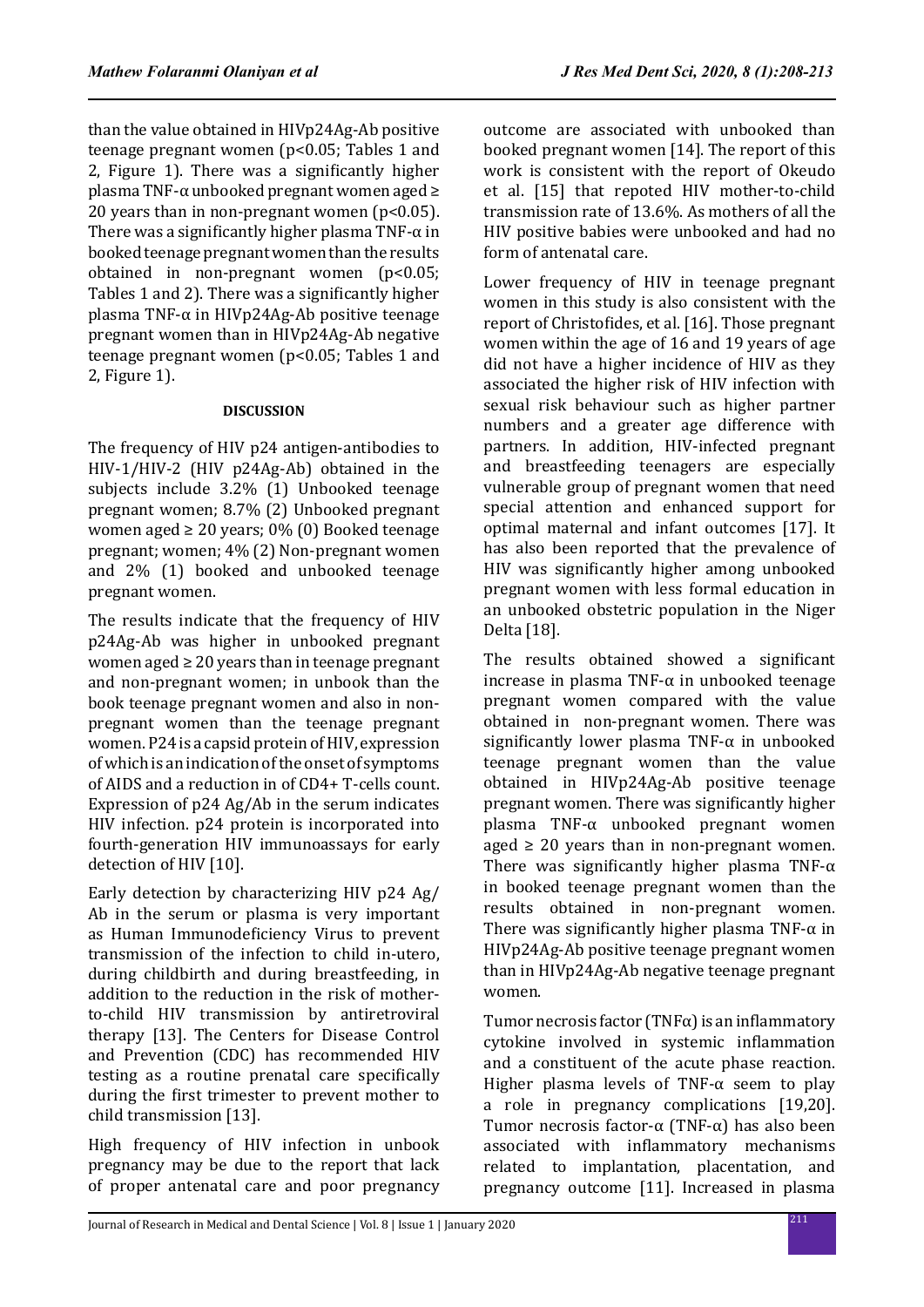than the value obtained in HIVp24Ag-Ab positive teenage pregnant women ($p<0.05$; Tables 1 and 2, Figure 1). There was a significantly higher plasma TNF-α unbooked pregnant women aged ≥ 20 years than in non-pregnant women ($p<0.05$). There was a significantly higher plasma TNF-α in booked teenage pregnant women than the results obtained in non-pregnant women ($p<0.05$; Tables 1 and 2). There was a significantly higher plasma TNF-α in HIVp24Ag-Ab positive teenage pregnant women than in HIVp24Ag-Ab negative teenage pregnant women ($p<0.05$; Tables 1 and 2, Figure 1).

## DISCUSSION

The frequency of HIV p24 antigen-antibodies to HIV-1/HIV-2 (HIV p24Ag-Ab) obtained in the subjects include 3.2% (1) Unbooked teenage pregnant women; 8.7% (2) Unbooked pregnant women aged ≥ 20 years; 0% (0) Booked teenage pregnant; women; 4% (2) Non-pregnant women and 2% (1) booked and unbooked teenage pregnant women.

The results indicate that the frequency of HIV p24Ag-Ab was higher in unbooked pregnant women aged ≥ 20 years than in teenage pregnant and non-pregnant women; in unbook than the book teenage pregnant women and also in non-pregnant women than the teenage pregnant women. P24 is a capsid protein of HIV, expression of which is an indication of the onset of symptoms of AIDS and a reduction in of CD4+ T-cells count. Expression of p24 Ag/Ab in the serum indicates HIV infection. p24 protein is incorporated into fourth-generation HIV immunoassays for early detection of HIV [10].

Early detection by characterizing HIV p24 Ag/Ab in the serum or plasma is very important as Human Immunodeficiency Virus to prevent transmission of the infection to child in-utero, during childbirth and during breastfeeding, in addition to the reduction in the risk of mother-to-child HIV transmission by antiretroviral therapy [13]. The Centers for Disease Control and Prevention (CDC) has recommended HIV testing as a routine prenatal care specifically during the first trimester to prevent mother to child transmission [13].

High frequency of HIV infection in unbook pregnancy may be due to the report that lack of proper antenatal care and poor pregnancy outcome are associated with unbooked than booked pregnant women [14]. The report of this work is consistent with the report of Okeudo et al. [15] that repoted HIV mother-to-child transmission rate of 13.6%. As mothers of all the HIV positive babies were unbooked and had no form of antenatal care.

Lower frequency of HIV in teenage pregnant women in this study is also consistent with the report of Christofides, et al. [16]. Those pregnant women within the age of 16 and 19 years of age did not have a higher incidence of HIV as they associated the higher risk of HIV infection with sexual risk behaviour such as higher partner numbers and a greater age difference with partners. In addition, HIV-infected pregnant and breastfeeding teenagers are especially vulnerable group of pregnant women that need special attention and enhanced support for optimal maternal and infant outcomes [17]. It has also been reported that the prevalence of HIV was significantly higher among unbooked pregnant women with less formal education in an unbooked obstetric population in the Niger Delta [18].

The results obtained showed a significant increase in plasma TNF-α in unbooked teenage pregnant women compared with the value obtained in non-pregnant women. There was significantly lower plasma TNF-α in unbooked teenage pregnant women than the value obtained in HIVp24Ag-Ab positive teenage pregnant women. There was significantly higher plasma TNF-α unbooked pregnant women aged ≥ 20 years than in non-pregnant women. There was significantly higher plasma TNF-α in booked teenage pregnant women than the results obtained in non-pregnant women. There was significantly higher plasma TNF-α in HIVp24Ag-Ab positive teenage pregnant women than in HIVp24Ag-Ab negative teenage pregnant women.

Tumor necrosis factor (TNFα) is an inflammatory cytokine involved in systemic inflammation and a constituent of the acute phase reaction. Higher plasma levels of TNF-α seem to play a role in pregnancy complications [19,20]. Tumor necrosis factor-α (TNF-α) has also been associated with inflammatory mechanisms related to implantation, placentation, and pregnancy outcome [11]. Increased in plasma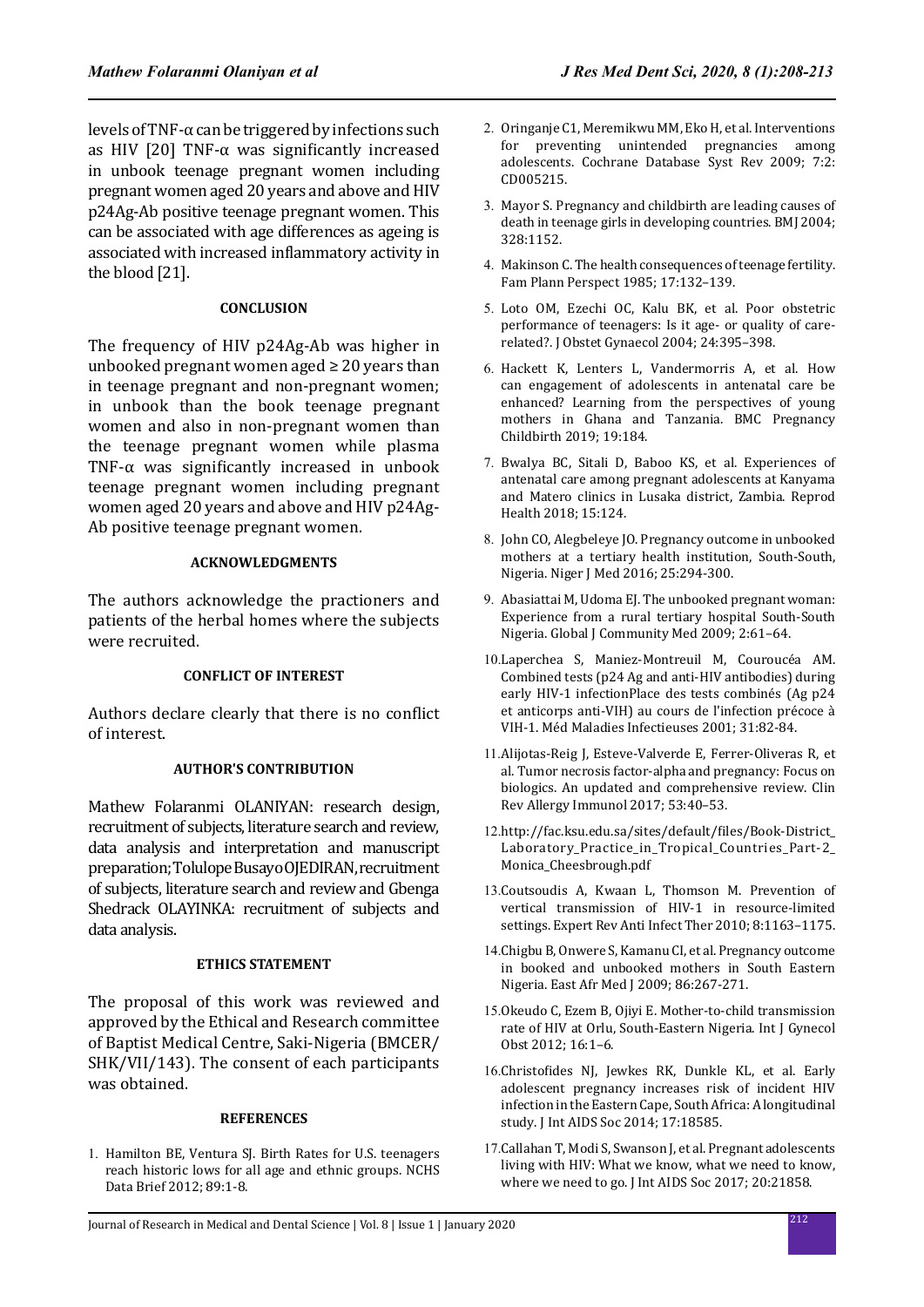levels of TNF-α can be triggered by infections such as HIV [20] TNF-α was significantly increased in unbook teenage pregnant women including pregnant women aged 20 years and above and HIV p24Ag-Ab positive teenage pregnant women. This can be associated with age differences as ageing is associated with increased inflammatory activity in the blood [21].

## CONCLUSION

The frequency of HIV p24Ag-Ab was higher in unbooked pregnant women aged ≥ 20 years than in teenage pregnant and non-pregnant women; in unbook than the book teenage pregnant women and also in non-pregnant women than the teenage pregnant women while plasma TNF-α was significantly increased in unbook teenage pregnant women including pregnant women aged 20 years and above and HIV p24Ag-Ab positive teenage pregnant women.

## ACKNOWLEDGMENTS

The authors acknowledge the practioners and patients of the herbal homes where the subjects were recruited.

## CONFLICT OF INTEREST

Authors declare clearly that there is no conflict of interest.

## AUTHOR'S CONTRIBUTION

Mathew Folaranmi OLANIYAN: research design, recruitment of subjects, literature search and review, data analysis and interpretation and manuscript preparation; Tolulope Busayo OJEDIRAN, recruitment of subjects, literature search and review and Gbenga Shedrack OLAYINKA: recruitment of subjects and data analysis.

## ETHICS STATEMENT

The proposal of this work was reviewed and approved by the Ethical and Research committee of Baptist Medical Centre, Saki-Nigeria (BMCER/SHK/VII/143). The consent of each participants was obtained.

## REFERENCES

1. Hamilton BE, Ventura SJ. Birth Rates for U.S. teenagers reach historic lows for all age and ethnic groups. NCHS Data Brief 2012; 89:1-8.
2. Oringanje C1, Meremikwu MM, Eko H, et al. Interventions for preventing unintended pregnancies among adolescents. Cochrane Database Syst Rev 2009; 7:2: CD005215.
3. Mayor S. Pregnancy and childbirth are leading causes of death in teenage girls in developing countries. BMJ 2004; 328:1152.
4. Makinson C. The health consequences of teenage fertility. Fam Plann Perspect 1985; 17:132–139.
5. Loto OM, Ezechi OC, Kalu BK, et al. Poor obstetric performance of teenagers: Is it age- or quality of care-related?. J Obstet Gynaecol 2004; 24:395–398.
6. Hackett K, Lenters L, Vandermorris A, et al. How can engagement of adolescents in antenatal care be enhanced? Learning from the perspectives of young mothers in Ghana and Tanzania. BMC Pregnancy Childbirth 2019; 19:184.
7. Bwalya BC, Sitali D, Baboo KS, et al. Experiences of antenatal care among pregnant adolescents at Kanyama and Matero clinics in Lusaka district, Zambia. Reprod Health 2018; 15:124.
8. John CO, Alegbeleye JO. Pregnancy outcome in unbooked mothers at a tertiary health institution, South-South, Nigeria. Niger J Med 2016; 25:294-300.
9. Abasiattai M, Udoma EJ. The unbooked pregnant woman: Experience from a rural tertiary hospital South-South Nigeria. Global J Community Med 2009; 2:61–64.
10. Laperchea S, Maniez-Montreuil M, Couroucéa AM. Combined tests (p24 Ag and anti-HIV antibodies) during early HIV-1 infectionPlace des tests combinés (Ag p24 et anticorps anti-VIH) au cours de l'infection précoce à VIH-1. Méd Maladies Infectieuses 2001; 31:82-84.
11. Alijotas-Reig J, Esteve-Valverde E, Ferrer-Oliveras R, et al. Tumor necrosis factor-alpha and pregnancy: Focus on biologics. An updated and comprehensive review. Clin Rev Allergy Immunol 2017; 53:40–53.
12. http://fac.ksu.edu.sa/sites/default/files/Book-District_Laboratory_Practice_in_Tropical_Countries_Part-2_Monica_Cheesbrough.pdf
13. Coutsoudis A, Kwaan L, Thomson M. Prevention of vertical transmission of HIV-1 in resource-limited settings. Expert Rev Anti Infect Ther 2010; 8:1163–1175.
14. Chigbu B, Onwere S, Kamanu CI, et al. Pregnancy outcome in booked and unbooked mothers in South Eastern Nigeria. East Afr Med J 2009; 86:267-271.
15. Okeudo C, Ezem B, Ojiyi E. Mother-to-child transmission rate of HIV at Orlu, South-Eastern Nigeria. Int J Gynecol Obst 2012; 16:1–6.
16. Christofides NJ, Jewkes RK, Dunkle KL, et al. Early adolescent pregnancy increases risk of incident HIV infection in the Eastern Cape, South Africa: A longitudinal study. J Int AIDS Soc 2014; 17:18585.
17. Callahan T, Modi S, Swanson J, et al. Pregnant adolescents living with HIV: What we know, what we need to know, where we need to go. J Int AIDS Soc 2017; 20:21858.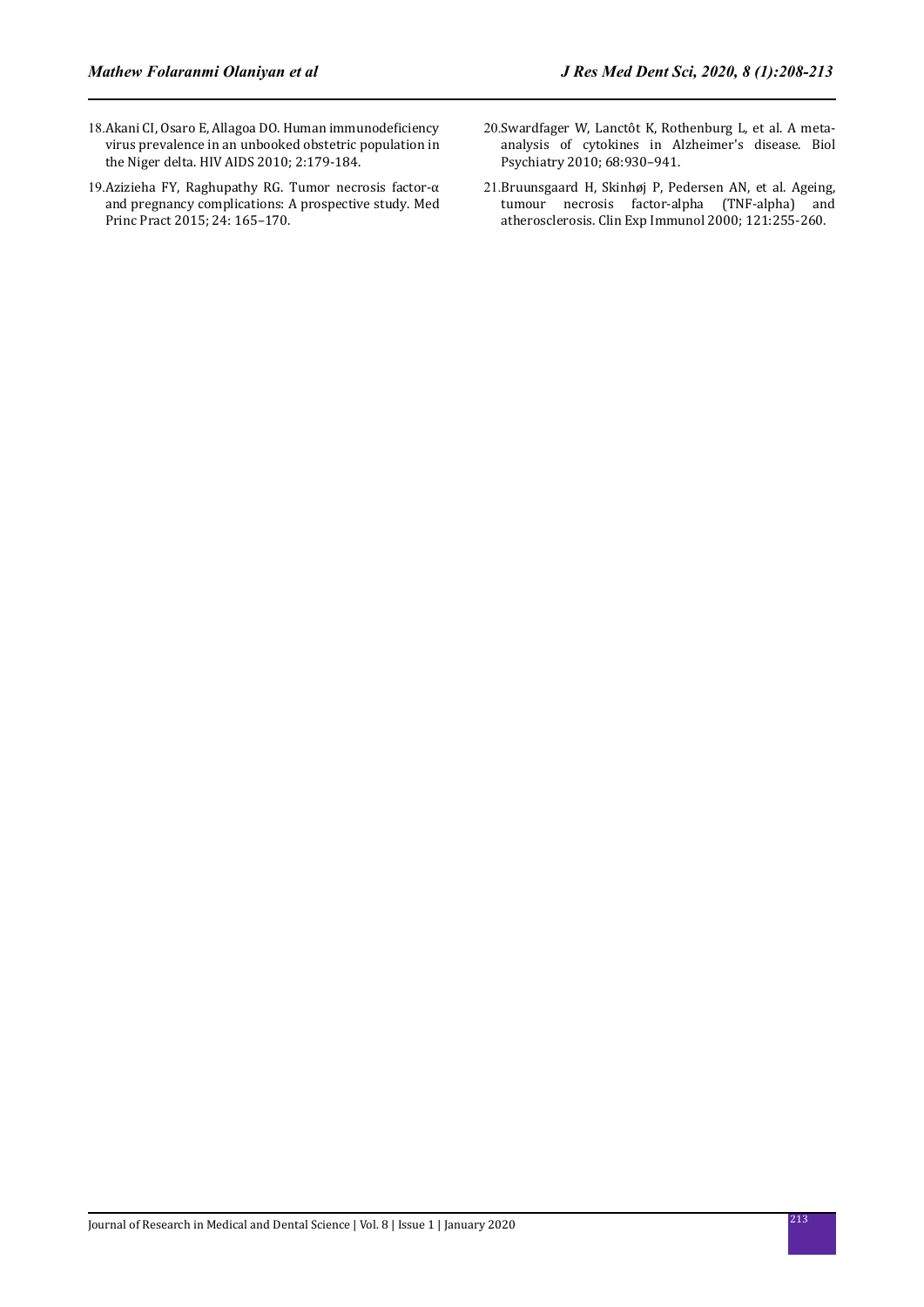18. Akani CI, Osaro E, Allagoa DO. Human immunodeficiency virus prevalence in an unbooked obstetric population in the Niger delta. HIV AIDS 2010; 2:179-184.

19. Azizieha FY, Raghupathy RG. Tumor necrosis factor-α and pregnancy complications: A prospective study. Med Princ Pract 2015; 24: 165–170.

20. Swardfager W, Lanctôt K, Rothenburg L, et al. A meta-analysis of cytokines in Alzheimer's disease. Biol Psychiatry 2010; 68:930–941.

21. Bruunsgaard H, Skinhøj P, Pedersen AN, et al. Ageing, tumour necrosis factor-alpha (TNF-alpha) and atherosclerosis. Clin Exp Immunol 2000; 121:255-260.